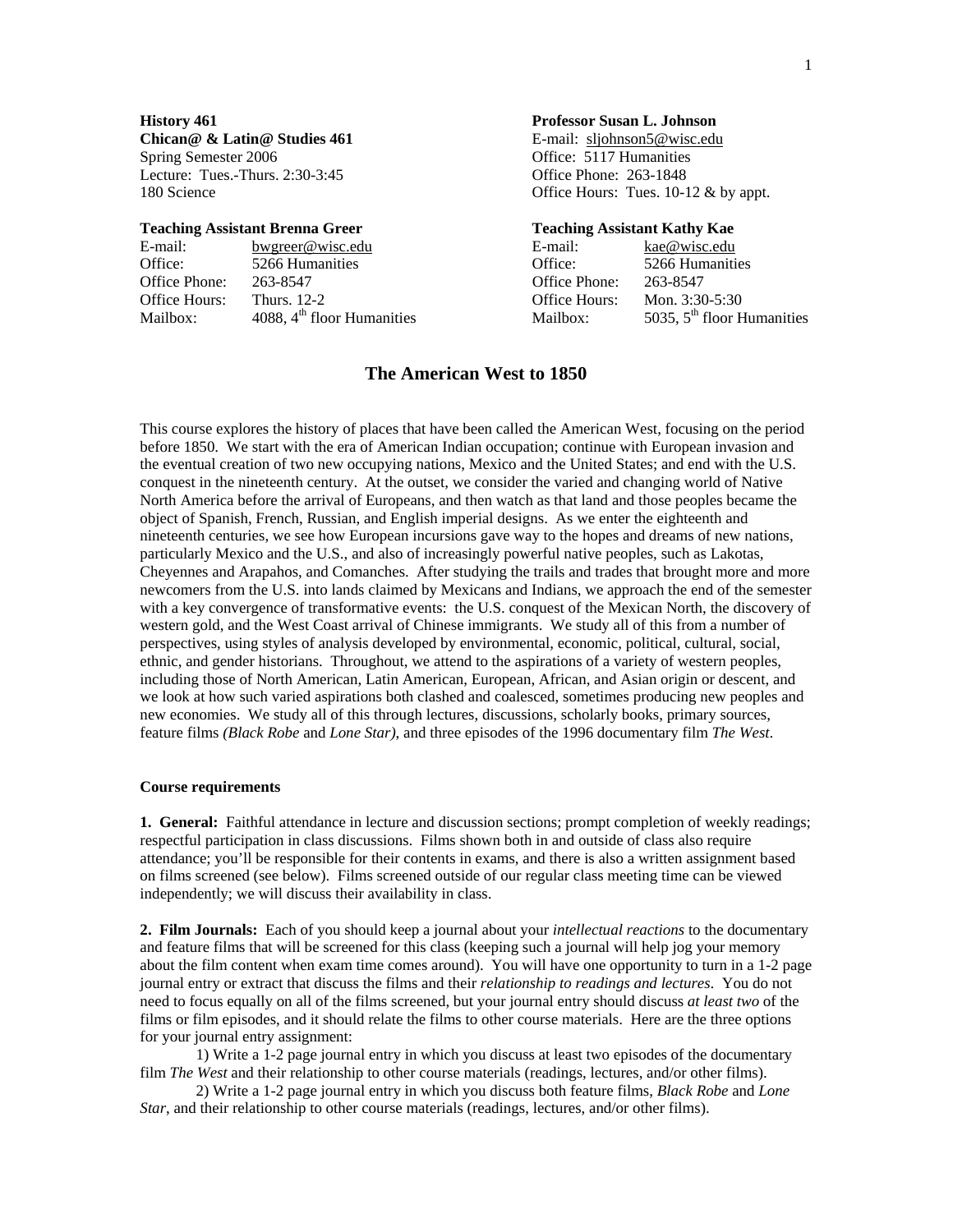**History 461**
**Chican@ & Latin@ Studies 461**
Spring Semester 2006
Lecture: Tues.-Thurs. 2:30-3:45
180 Science

**Professor Susan L. Johnson**
E-mail: sljohnson5@wisc.edu
Office: 5117 Humanities
Office Phone: 263-1848
Office Hours: Tues. 10-12 & by appt.

**Teaching Assistant Brenna Greer**

| | |
|---|---|
| E-mail: | bwgreer@wisc.edu |
| Office: | 5266 Humanities |
| Office Phone: | 263-8547 |
| Office Hours: | Thurs. 12-2 |
| Mailbox: | 4088, 4th floor Humanities |

**Teaching Assistant Kathy Kae**

| | |
|---|---|
| E-mail: | kae@wisc.edu |
| Office: | 5266 Humanities |
| Office Phone: | 263-8547 |
| Office Hours: | Mon. 3:30-5:30 |
| Mailbox: | 5035, 5th floor Humanities |

# The American West to 1850

This course explores the history of places that have been called the American West, focusing on the period before 1850. We start with the era of American Indian occupation; continue with European invasion and the eventual creation of two new occupying nations, Mexico and the United States; and end with the U.S. conquest in the nineteenth century. At the outset, we consider the varied and changing world of Native North America before the arrival of Europeans, and then watch as that land and those peoples became the object of Spanish, French, Russian, and English imperial designs. As we enter the eighteenth and nineteenth centuries, we see how European incursions gave way to the hopes and dreams of new nations, particularly Mexico and the U.S., and also of increasingly powerful native peoples, such as Lakotas, Cheyennes and Arapahos, and Comanches. After studying the trails and trades that brought more and more newcomers from the U.S. into lands claimed by Mexicans and Indians, we approach the end of the semester with a key convergence of transformative events: the U.S. conquest of the Mexican North, the discovery of western gold, and the West Coast arrival of Chinese immigrants. We study all of this from a number of perspectives, using styles of analysis developed by environmental, economic, political, cultural, social, ethnic, and gender historians. Throughout, we attend to the aspirations of a variety of western peoples, including those of North American, Latin American, European, African, and Asian origin or descent, and we look at how such varied aspirations both clashed and coalesced, sometimes producing new peoples and new economies. We study all of this through lectures, discussions, scholarly books, primary sources, feature films *(Black Robe* and *Lone Star),* and three episodes of the 1996 documentary film *The West*.

### Course requirements

**1. General:** Faithful attendance in lecture and discussion sections; prompt completion of weekly readings; respectful participation in class discussions. Films shown both in and outside of class also require attendance; you'll be responsible for their contents in exams, and there is also a written assignment based on films screened (see below). Films screened outside of our regular class meeting time can be viewed independently; we will discuss their availability in class.

**2. Film Journals:** Each of you should keep a journal about your *intellectual reactions* to the documentary and feature films that will be screened for this class (keeping such a journal will help jog your memory about the film content when exam time comes around). You will have one opportunity to turn in a 1-2 page journal entry or extract that discuss the films and their *relationship to readings and lectures*. You do not need to focus equally on all of the films screened, but your journal entry should discuss *at least two* of the films or film episodes, and it should relate the films to other course materials. Here are the three options for your journal entry assignment:

1) Write a 1-2 page journal entry in which you discuss at least two episodes of the documentary film *The West* and their relationship to other course materials (readings, lectures, and/or other films).

2) Write a 1-2 page journal entry in which you discuss both feature films, *Black Robe* and *Lone Star*, and their relationship to other course materials (readings, lectures, and/or other films).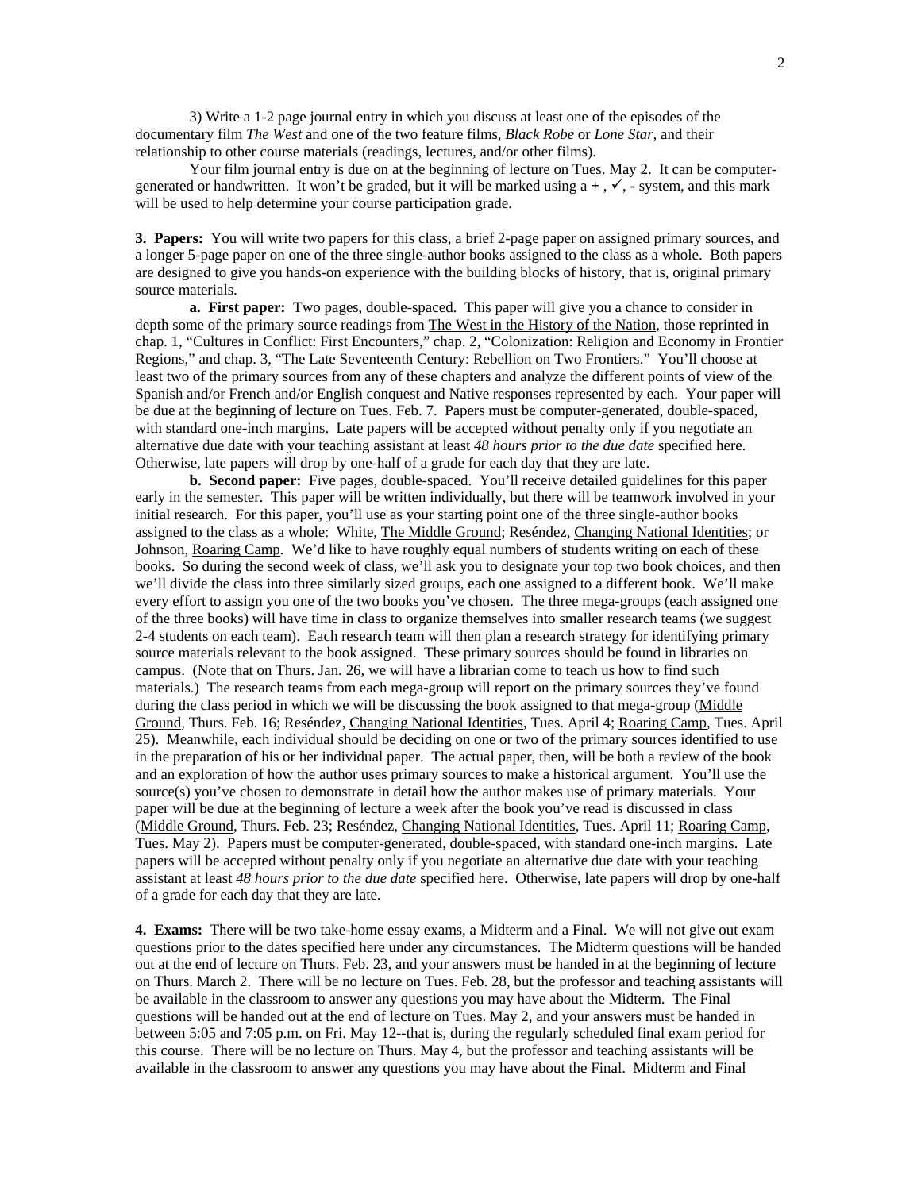3) Write a 1-2 page journal entry in which you discuss at least one of the episodes of the documentary film *The West* and one of the two feature films, *Black Robe* or *Lone Star*, and their relationship to other course materials (readings, lectures, and/or other films).

Your film journal entry is due on at the beginning of lecture on Tues. May 2. It can be computer-generated or handwritten. It won't be graded, but it will be marked using a **+** , ✓, **-** system, and this mark will be used to help determine your course participation grade.

**3. Papers:** You will write two papers for this class, a brief 2-page paper on assigned primary sources, and a longer 5-page paper on one of the three single-author books assigned to the class as a whole. Both papers are designed to give you hands-on experience with the building blocks of history, that is, original primary source materials.

**a. First paper:** Two pages, double-spaced. This paper will give you a chance to consider in depth some of the primary source readings from The West in the History of the Nation, those reprinted in chap. 1, "Cultures in Conflict: First Encounters," chap. 2, "Colonization: Religion and Economy in Frontier Regions," and chap. 3, "The Late Seventeenth Century: Rebellion on Two Frontiers." You'll choose at least two of the primary sources from any of these chapters and analyze the different points of view of the Spanish and/or French and/or English conquest and Native responses represented by each. Your paper will be due at the beginning of lecture on Tues. Feb. 7. Papers must be computer-generated, double-spaced, with standard one-inch margins. Late papers will be accepted without penalty only if you negotiate an alternative due date with your teaching assistant at least *48 hours prior to the due date* specified here. Otherwise, late papers will drop by one-half of a grade for each day that they are late.

**b. Second paper:** Five pages, double-spaced. You'll receive detailed guidelines for this paper early in the semester. This paper will be written individually, but there will be teamwork involved in your initial research. For this paper, you'll use as your starting point one of the three single-author books assigned to the class as a whole: White, The Middle Ground; Reséndez, Changing National Identities; or Johnson, Roaring Camp. We'd like to have roughly equal numbers of students writing on each of these books. So during the second week of class, we'll ask you to designate your top two book choices, and then we'll divide the class into three similarly sized groups, each one assigned to a different book. We'll make every effort to assign you one of the two books you've chosen. The three mega-groups (each assigned one of the three books) will have time in class to organize themselves into smaller research teams (we suggest 2-4 students on each team). Each research team will then plan a research strategy for identifying primary source materials relevant to the book assigned. These primary sources should be found in libraries on campus. (Note that on Thurs. Jan. 26, we will have a librarian come to teach us how to find such materials.) The research teams from each mega-group will report on the primary sources they've found during the class period in which we will be discussing the book assigned to that mega-group (Middle Ground, Thurs. Feb. 16; Reséndez, Changing National Identities, Tues. April 4; Roaring Camp, Tues. April 25). Meanwhile, each individual should be deciding on one or two of the primary sources identified to use in the preparation of his or her individual paper. The actual paper, then, will be both a review of the book and an exploration of how the author uses primary sources to make a historical argument. You'll use the source(s) you've chosen to demonstrate in detail how the author makes use of primary materials. Your paper will be due at the beginning of lecture a week after the book you've read is discussed in class (Middle Ground, Thurs. Feb. 23; Reséndez, Changing National Identities, Tues. April 11; Roaring Camp, Tues. May 2). Papers must be computer-generated, double-spaced, with standard one-inch margins. Late papers will be accepted without penalty only if you negotiate an alternative due date with your teaching assistant at least *48 hours prior to the due date* specified here. Otherwise, late papers will drop by one-half of a grade for each day that they are late.

**4. Exams:** There will be two take-home essay exams, a Midterm and a Final. We will not give out exam questions prior to the dates specified here under any circumstances. The Midterm questions will be handed out at the end of lecture on Thurs. Feb. 23, and your answers must be handed in at the beginning of lecture on Thurs. March 2. There will be no lecture on Tues. Feb. 28, but the professor and teaching assistants will be available in the classroom to answer any questions you may have about the Midterm. The Final questions will be handed out at the end of lecture on Tues. May 2, and your answers must be handed in between 5:05 and 7:05 p.m. on Fri. May 12--that is, during the regularly scheduled final exam period for this course. There will be no lecture on Thurs. May 4, but the professor and teaching assistants will be available in the classroom to answer any questions you may have about the Final. Midterm and Final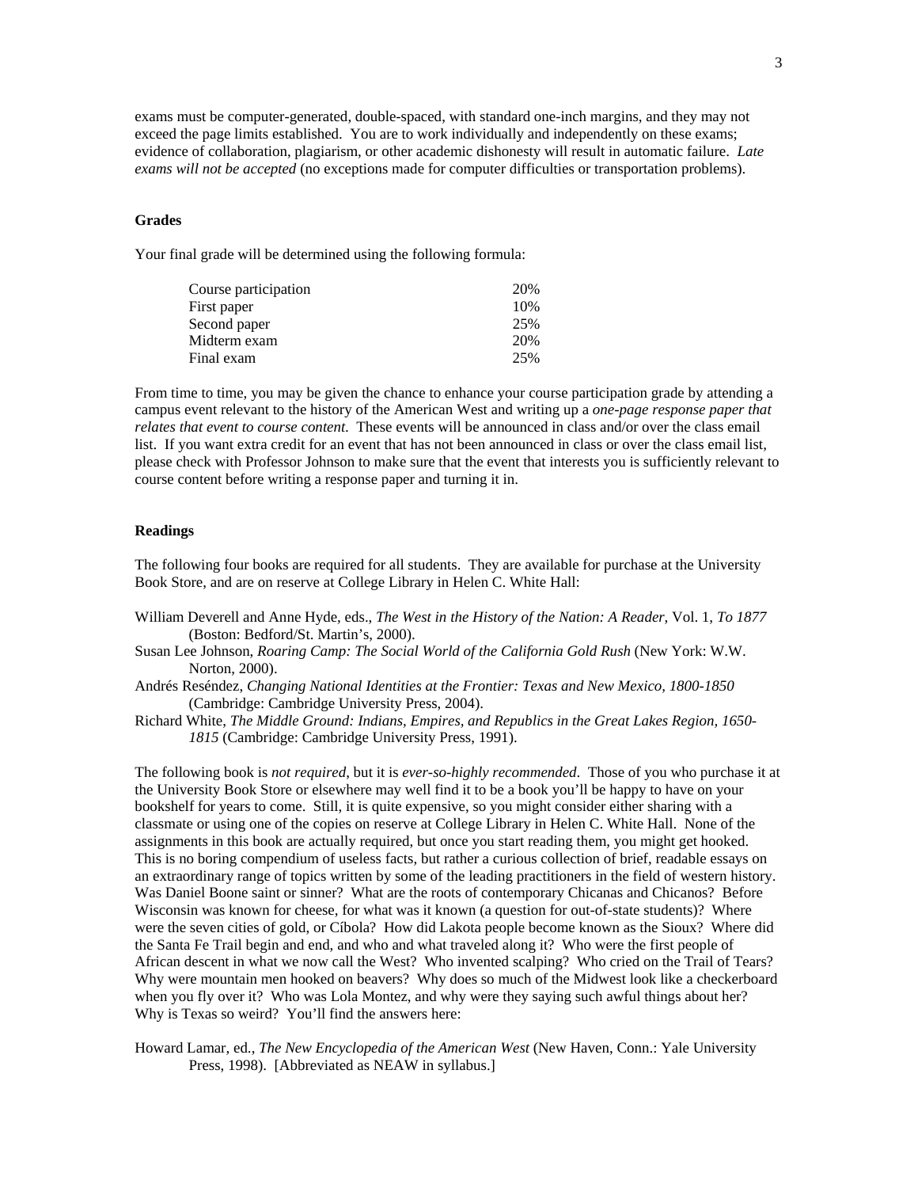exams must be computer-generated, double-spaced, with standard one-inch margins, and they may not exceed the page limits established. You are to work individually and independently on these exams; evidence of collaboration, plagiarism, or other academic dishonesty will result in automatic failure. *Late exams will not be accepted* (no exceptions made for computer difficulties or transportation problems).

### Grades

Your final grade will be determined using the following formula:

| | |
|---|---|
| Course participation | 20% |
| First paper | 10% |
| Second paper | 25% |
| Midterm exam | 20% |
| Final exam | 25% |

From time to time, you may be given the chance to enhance your course participation grade by attending a campus event relevant to the history of the American West and writing up a *one-page response paper that relates that event to course content.* These events will be announced in class and/or over the class email list. If you want extra credit for an event that has not been announced in class or over the class email list, please check with Professor Johnson to make sure that the event that interests you is sufficiently relevant to course content before writing a response paper and turning it in.

### Readings

The following four books are required for all students. They are available for purchase at the University Book Store, and are on reserve at College Library in Helen C. White Hall:

William Deverell and Anne Hyde, eds., *The West in the History of the Nation: A Reader*, Vol. 1, *To 1877* (Boston: Bedford/St. Martin's, 2000).

Susan Lee Johnson, *Roaring Camp: The Social World of the California Gold Rush* (New York: W.W. Norton, 2000).

Andrés Reséndez, *Changing National Identities at the Frontier: Texas and New Mexico, 1800-1850* (Cambridge: Cambridge University Press, 2004).

Richard White, *The Middle Ground: Indians, Empires, and Republics in the Great Lakes Region, 1650-1815* (Cambridge: Cambridge University Press, 1991).

The following book is *not required*, but it is *ever-so-highly recommended*. Those of you who purchase it at the University Book Store or elsewhere may well find it to be a book you'll be happy to have on your bookshelf for years to come. Still, it is quite expensive, so you might consider either sharing with a classmate or using one of the copies on reserve at College Library in Helen C. White Hall. None of the assignments in this book are actually required, but once you start reading them, you might get hooked. This is no boring compendium of useless facts, but rather a curious collection of brief, readable essays on an extraordinary range of topics written by some of the leading practitioners in the field of western history. Was Daniel Boone saint or sinner? What are the roots of contemporary Chicanas and Chicanos? Before Wisconsin was known for cheese, for what was it known (a question for out-of-state students)? Where were the seven cities of gold, or Cíbola? How did Lakota people become known as the Sioux? Where did the Santa Fe Trail begin and end, and who and what traveled along it? Who were the first people of African descent in what we now call the West? Who invented scalping? Who cried on the Trail of Tears? Why were mountain men hooked on beavers? Why does so much of the Midwest look like a checkerboard when you fly over it? Who was Lola Montez, and why were they saying such awful things about her? Why is Texas so weird? You'll find the answers here:

Howard Lamar, ed., *The New Encyclopedia of the American West* (New Haven, Conn.: Yale University Press, 1998). [Abbreviated as NEAW in syllabus.]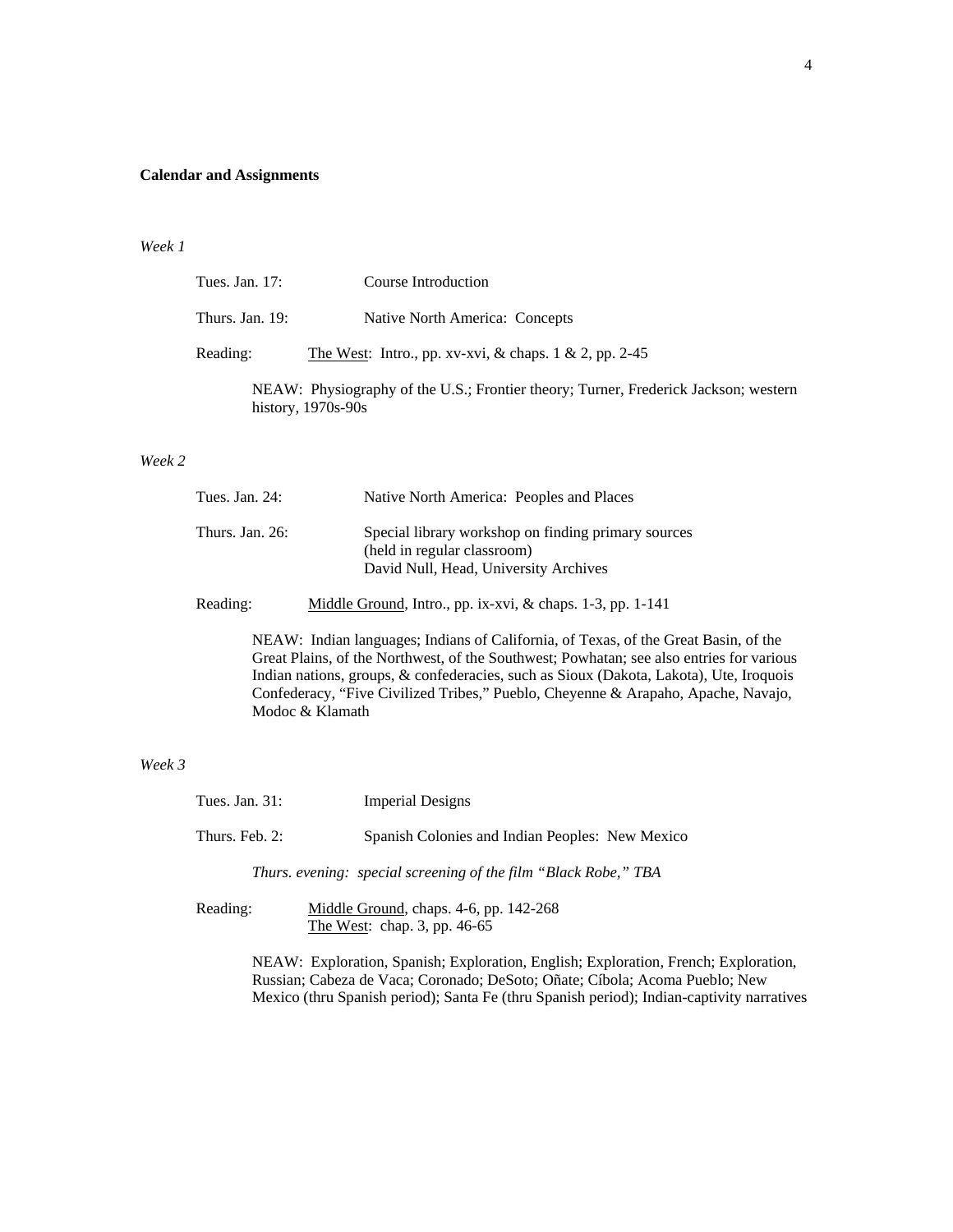**Calendar and Assignments**

*Week 1*

Tues. Jan. 17: Course Introduction

Thurs. Jan. 19: Native North America: Concepts

Reading: <u>The West</u>: Intro., pp. xv-xvi, & chaps. 1 & 2, pp. 2-45

NEAW: Physiography of the U.S.; Frontier theory; Turner, Frederick Jackson; western history, 1970s-90s

*Week 2*

Tues. Jan. 24: Native North America: Peoples and Places

Thurs. Jan. 26: Special library workshop on finding primary sources (held in regular classroom)
David Null, Head, University Archives

Reading: <u>Middle Ground</u>, Intro., pp. ix-xvi, & chaps. 1-3, pp. 1-141

NEAW: Indian languages; Indians of California, of Texas, of the Great Basin, of the Great Plains, of the Northwest, of the Southwest; Powhatan; see also entries for various Indian nations, groups, & confederacies, such as Sioux (Dakota, Lakota), Ute, Iroquois Confederacy, "Five Civilized Tribes," Pueblo, Cheyenne & Arapaho, Apache, Navajo, Modoc & Klamath

*Week 3*

Tues. Jan. 31: Imperial Designs

Thurs. Feb. 2: Spanish Colonies and Indian Peoples: New Mexico

*Thurs. evening: special screening of the film "Black Robe," TBA*

Reading: <u>Middle Ground</u>, chaps. 4-6, pp. 142-268
<u>The West</u>: chap. 3, pp. 46-65

NEAW: Exploration, Spanish; Exploration, English; Exploration, French; Exploration, Russian; Cabeza de Vaca; Coronado; DeSoto; Oñate; Cíbola; Acoma Pueblo; New Mexico (thru Spanish period); Santa Fe (thru Spanish period); Indian-captivity narratives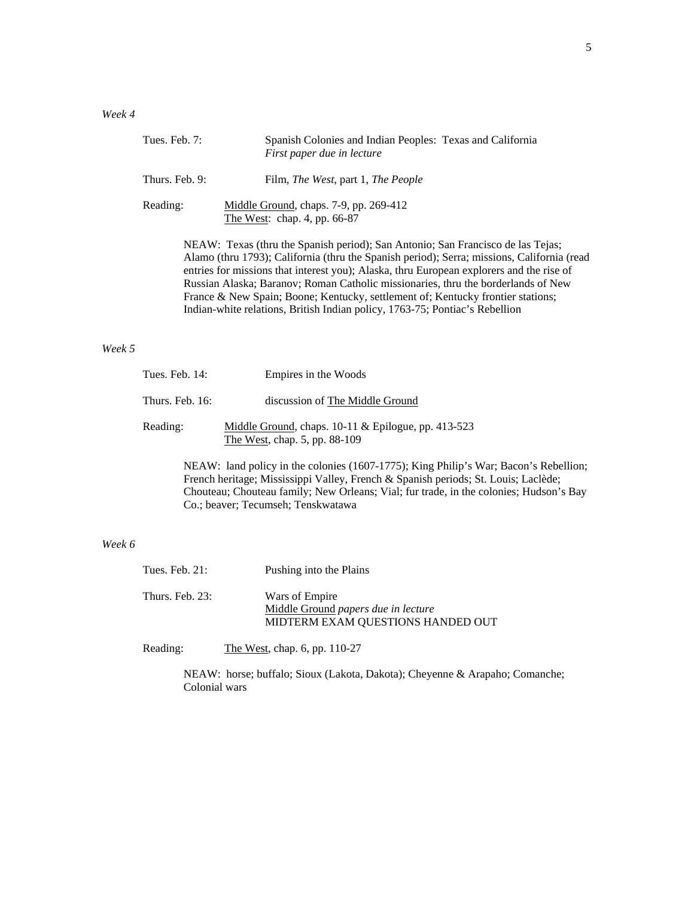*Week 4*

Tues. Feb. 7: Spanish Colonies and Indian Peoples: Texas and California
*First paper due in lecture*

Thurs. Feb. 9: Film, *The West*, part 1, *The People*

Reading: <u>Middle Ground</u>, chaps. 7-9, pp. 269-412
<u>The West</u>: chap. 4, pp. 66-87

NEAW: Texas (thru the Spanish period); San Antonio; San Francisco de las Tejas; Alamo (thru 1793); California (thru the Spanish period); Serra; missions, California (read entries for missions that interest you); Alaska, thru European explorers and the rise of Russian Alaska; Baranov; Roman Catholic missionaries, thru the borderlands of New France & New Spain; Boone; Kentucky, settlement of; Kentucky frontier stations; Indian-white relations, British Indian policy, 1763-75; Pontiac's Rebellion

*Week 5*

Tues. Feb. 14: Empires in the Woods

Thurs. Feb. 16: discussion of <u>The Middle Ground</u>

Reading: <u>Middle Ground</u>, chaps. 10-11 & Epilogue, pp. 413-523
<u>The West</u>, chap. 5, pp. 88-109

NEAW: land policy in the colonies (1607-1775); King Philip's War; Bacon's Rebellion; French heritage; Mississippi Valley, French & Spanish periods; St. Louis; Laclède; Chouteau; Chouteau family; New Orleans; Vial; fur trade, in the colonies; Hudson's Bay Co.; beaver; Tecumseh; Tenskwatawa

*Week 6*

Tues. Feb. 21: Pushing into the Plains

Thurs. Feb. 23: Wars of Empire
<u>Middle Ground</u> *papers due in lecture*
MIDTERM EXAM QUESTIONS HANDED OUT

Reading: <u>The West</u>, chap. 6, pp. 110-27

NEAW: horse; buffalo; Sioux (Lakota, Dakota); Cheyenne & Arapaho; Comanche; Colonial wars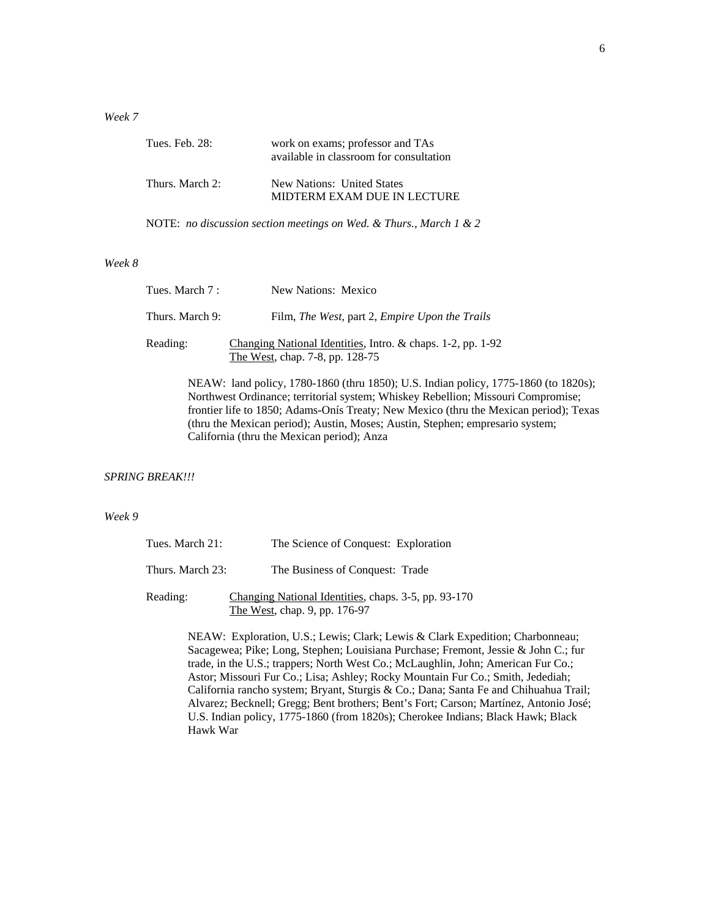*Week 7*

Tues. Feb. 28: work on exams; professor and TAs available in classroom for consultation

Thurs. March 2: New Nations: United States
MIDTERM EXAM DUE IN LECTURE

NOTE: *no discussion section meetings on Wed. & Thurs., March 1 & 2*

*Week 8*

Tues. March 7 : New Nations: Mexico

Thurs. March 9: Film, *The West*, part 2, *Empire Upon the Trails*

Reading: Changing National Identities, Intro. & chaps. 1-2, pp. 1-92
The West, chap. 7-8, pp. 128-75

NEAW: land policy, 1780-1860 (thru 1850); U.S. Indian policy, 1775-1860 (to 1820s); Northwest Ordinance; territorial system; Whiskey Rebellion; Missouri Compromise; frontier life to 1850; Adams-Onís Treaty; New Mexico (thru the Mexican period); Texas (thru the Mexican period); Austin, Moses; Austin, Stephen; empresario system; California (thru the Mexican period); Anza

*SPRING BREAK!!!*

*Week 9*

Tues. March 21: The Science of Conquest: Exploration

Thurs. March 23: The Business of Conquest: Trade

Reading: Changing National Identities, chaps. 3-5, pp. 93-170
The West, chap. 9, pp. 176-97

NEAW: Exploration, U.S.; Lewis; Clark; Lewis & Clark Expedition; Charbonneau; Sacagewea; Pike; Long, Stephen; Louisiana Purchase; Fremont, Jessie & John C.; fur trade, in the U.S.; trappers; North West Co.; McLaughlin, John; American Fur Co.; Astor; Missouri Fur Co.; Lisa; Ashley; Rocky Mountain Fur Co.; Smith, Jedediah; California rancho system; Bryant, Sturgis & Co.; Dana; Santa Fe and Chihuahua Trail; Alvarez; Becknell; Gregg; Bent brothers; Bent's Fort; Carson; Martínez, Antonio José; U.S. Indian policy, 1775-1860 (from 1820s); Cherokee Indians; Black Hawk; Black Hawk War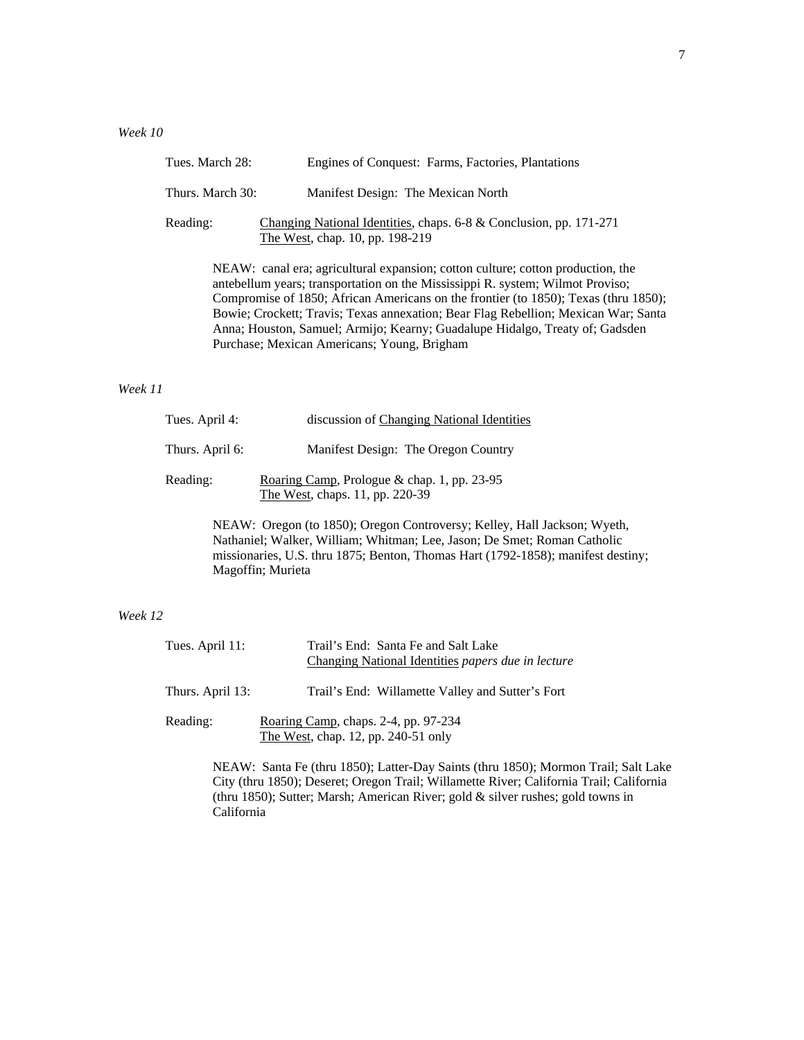*Week 10*

Tues. March 28: Engines of Conquest: Farms, Factories, Plantations

Thurs. March 30: Manifest Design: The Mexican North

Reading: <u>Changing National Identities</u>, chaps. 6-8 & Conclusion, pp. 171-271
<u>The West</u>, chap. 10, pp. 198-219

NEAW: canal era; agricultural expansion; cotton culture; cotton production, the antebellum years; transportation on the Mississippi R. system; Wilmot Proviso; Compromise of 1850; African Americans on the frontier (to 1850); Texas (thru 1850); Bowie; Crockett; Travis; Texas annexation; Bear Flag Rebellion; Mexican War; Santa Anna; Houston, Samuel; Armijo; Kearny; Guadalupe Hidalgo, Treaty of; Gadsden Purchase; Mexican Americans; Young, Brigham

*Week 11*

Tues. April 4: discussion of <u>Changing National Identities</u>

Thurs. April 6: Manifest Design: The Oregon Country

Reading: <u>Roaring Camp</u>, Prologue & chap. 1, pp. 23-95
<u>The West</u>, chaps. 11, pp. 220-39

NEAW: Oregon (to 1850); Oregon Controversy; Kelley, Hall Jackson; Wyeth, Nathaniel; Walker, William; Whitman; Lee, Jason; De Smet; Roman Catholic missionaries, U.S. thru 1875; Benton, Thomas Hart (1792-1858); manifest destiny; Magoffin; Murieta

*Week 12*

Tues. April 11: Trail's End: Santa Fe and Salt Lake
<u>Changing National Identities</u> *papers due in lecture*

Thurs. April 13: Trail's End: Willamette Valley and Sutter's Fort

Reading: <u>Roaring Camp</u>, chaps. 2-4, pp. 97-234
<u>The West</u>, chap. 12, pp. 240-51 only

NEAW: Santa Fe (thru 1850); Latter-Day Saints (thru 1850); Mormon Trail; Salt Lake City (thru 1850); Deseret; Oregon Trail; Willamette River; California Trail; California (thru 1850); Sutter; Marsh; American River; gold & silver rushes; gold towns in California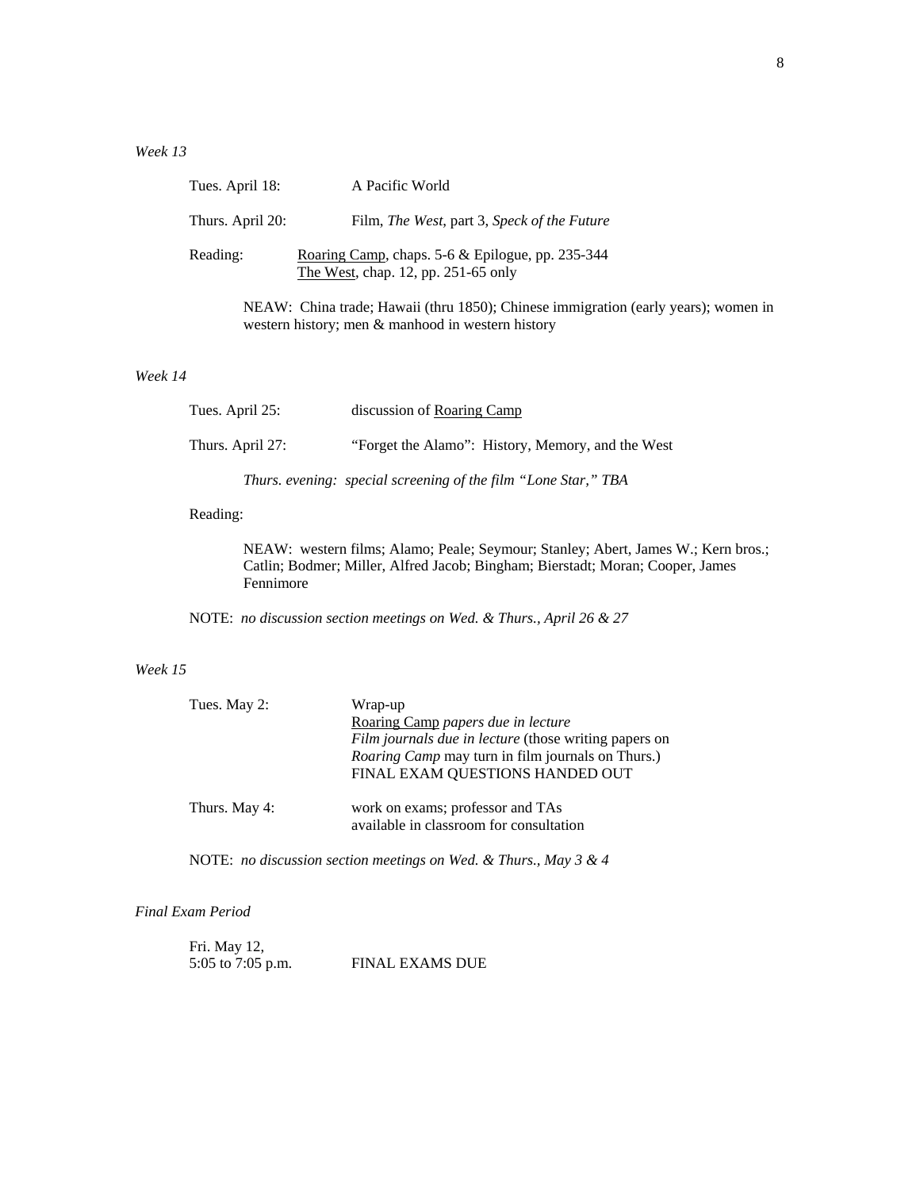*Week 13*

Tues. April 18: A Pacific World

Thurs. April 20: Film, *The West*, part 3, *Speck of the Future*

Reading: <u>Roaring Camp</u>, chaps. 5-6 & Epilogue, pp. 235-344
<u>The West</u>, chap. 12, pp. 251-65 only

NEAW: China trade; Hawaii (thru 1850); Chinese immigration (early years); women in western history; men & manhood in western history

*Week 14*

Tues. April 25: discussion of <u>Roaring Camp</u>

Thurs. April 27: "Forget the Alamo": History, Memory, and the West

*Thurs. evening: special screening of the film "Lone Star," TBA*

Reading:

NEAW: western films; Alamo; Peale; Seymour; Stanley; Abert, James W.; Kern bros.; Catlin; Bodmer; Miller, Alfred Jacob; Bingham; Bierstadt; Moran; Cooper, James Fennimore

NOTE: *no discussion section meetings on Wed. & Thurs., April 26 & 27*

*Week 15*

Tues. May 2: Wrap-up
<u>Roaring Camp</u> *papers due in lecture*
*Film journals due in lecture* (those writing papers on *Roaring Camp* may turn in film journals on Thurs.)
FINAL EXAM QUESTIONS HANDED OUT

Thurs. May 4: work on exams; professor and TAs available in classroom for consultation

NOTE: *no discussion section meetings on Wed. & Thurs., May 3 & 4*

*Final Exam Period*

Fri. May 12,
5:05 to 7:05 p.m. FINAL EXAMS DUE